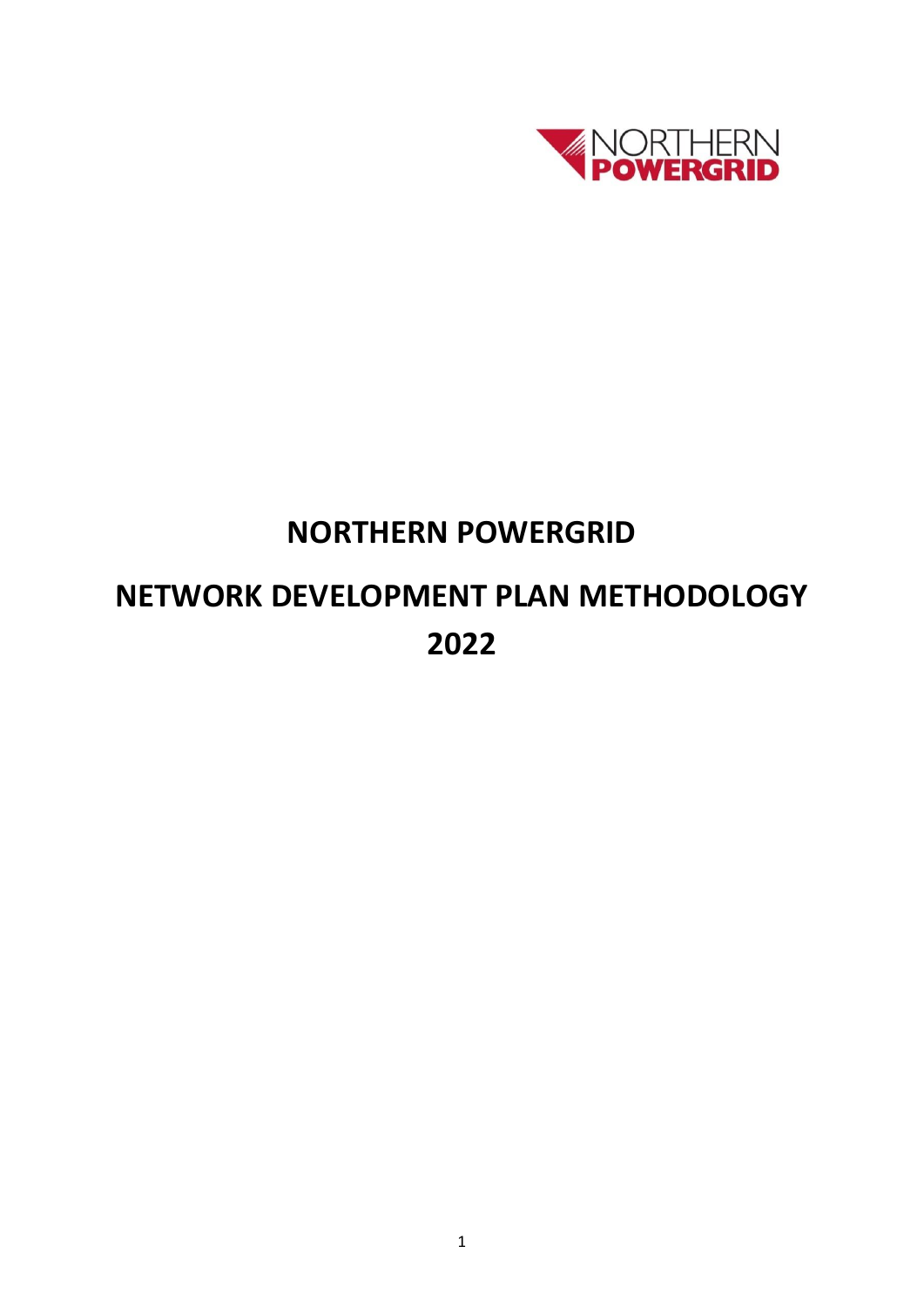# NORTHERN POWERGRID

# NETWORK DEVELOPMENT PLAN METHODOLOGY 2022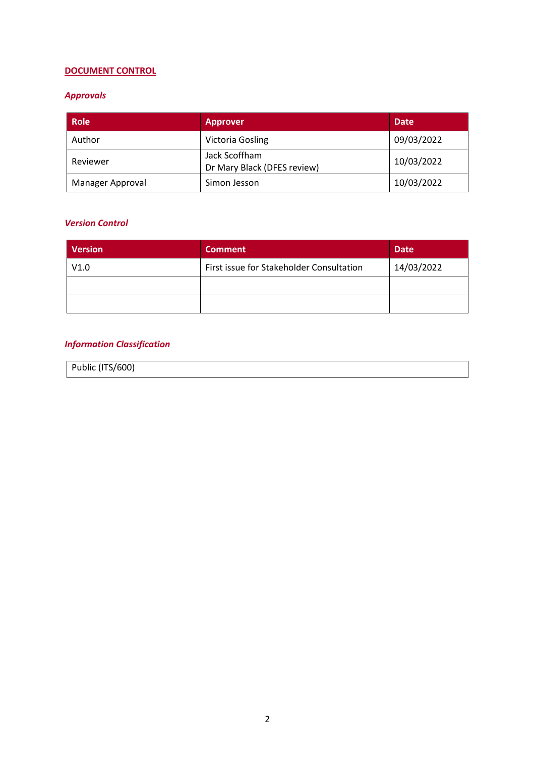## DOCUMENT CONTROL

### *Approvals*

| Role | Approver | Date |
|---|---|---|
| Author | Victoria Gosling | 09/03/2022 |
| Reviewer | Jack Scoffham<br>Dr Mary Black (DFES review) | 10/03/2022 |
| Manager Approval | Simon Jesson | 10/03/2022 |

### *Version Control*

| Version | Comment | Date |
|---|---|---|
| V1.0 | First issue for Stakeholder Consultation | 14/03/2022 |
| | | |
| | | |

### *Information Classification*

| Public (ITS/600) |
|---|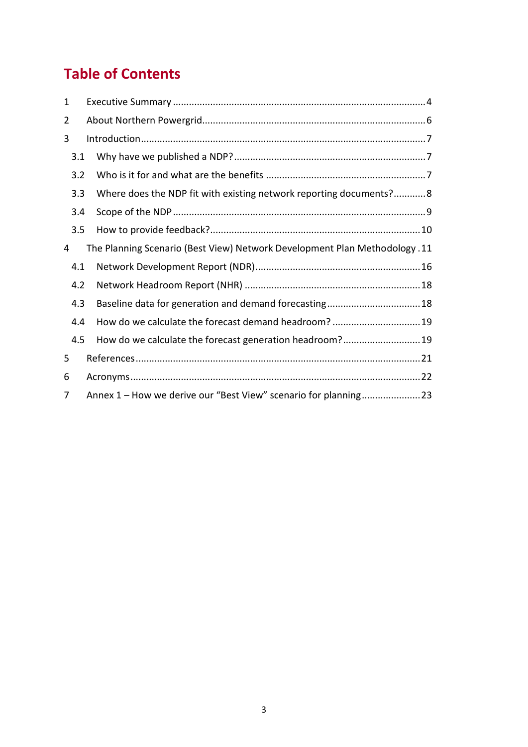# Table of Contents

1 Executive Summary ..... 4
2 About Northern Powergrid ..... 6
3 Introduction ..... 7
  3.1 Why have we published a NDP? ..... 7
  3.2 Who is it for and what are the benefits ..... 7
  3.3 Where does the NDP fit with existing network reporting documents? ..... 8
  3.4 Scope of the NDP ..... 9
  3.5 How to provide feedback? ..... 10
4 The Planning Scenario (Best View) Network Development Plan Methodology ..... 11
  4.1 Network Development Report (NDR) ..... 16
  4.2 Network Headroom Report (NHR) ..... 18
  4.3 Baseline data for generation and demand forecasting ..... 18
  4.4 How do we calculate the forecast demand headroom? ..... 19
  4.5 How do we calculate the forecast generation headroom? ..... 19
5 References ..... 21
6 Acronyms ..... 22
7 Annex 1 – How we derive our "Best View" scenario for planning ..... 23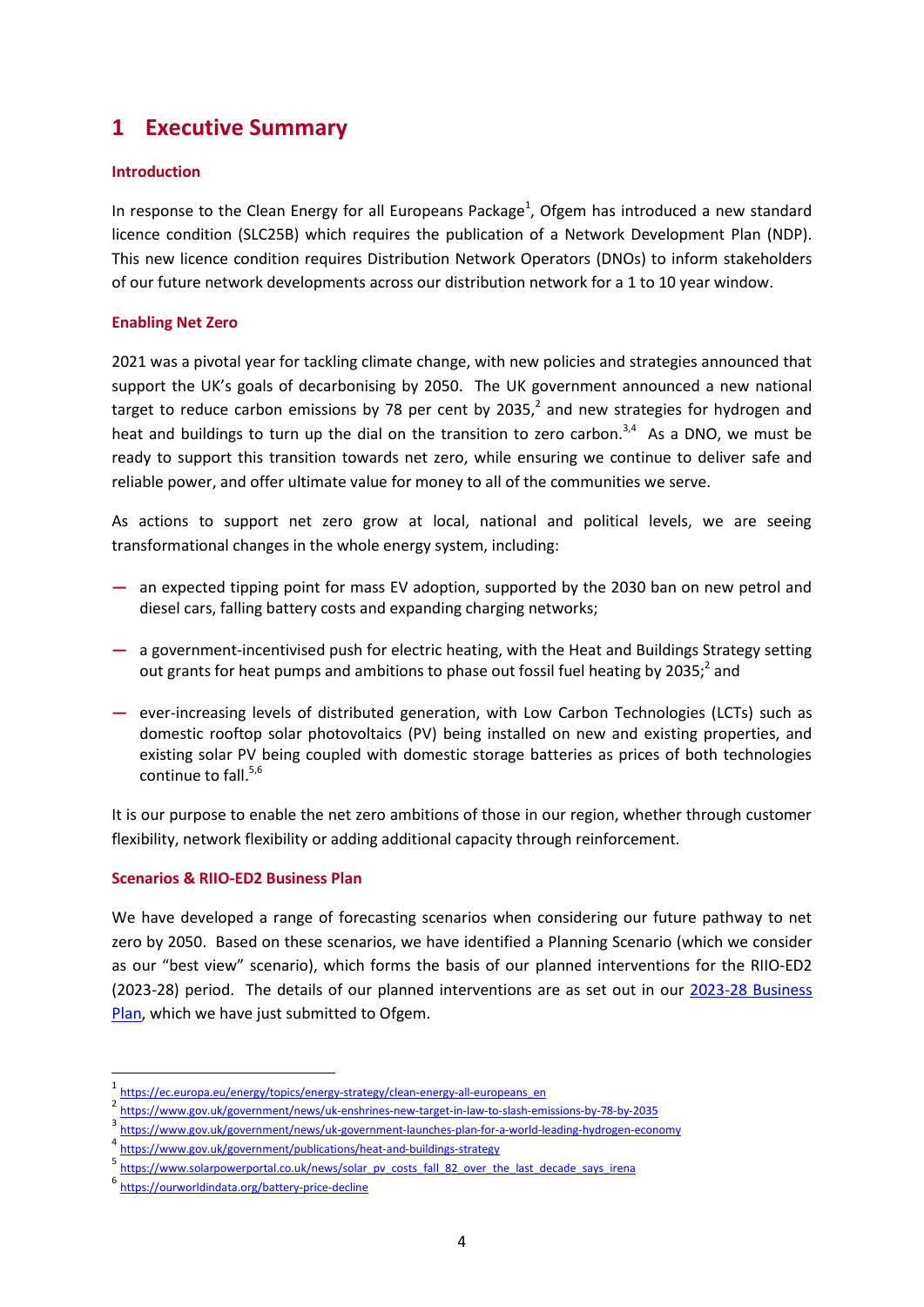# 1 Executive Summary

### Introduction

In response to the Clean Energy for all Europeans Package[1], Ofgem has introduced a new standard licence condition (SLC25B) which requires the publication of a Network Development Plan (NDP). This new licence condition requires Distribution Network Operators (DNOs) to inform stakeholders of our future network developments across our distribution network for a 1 to 10 year window.

### Enabling Net Zero

2021 was a pivotal year for tackling climate change, with new policies and strategies announced that support the UK's goals of decarbonising by 2050. The UK government announced a new national target to reduce carbon emissions by 78 per cent by 2035,[2] and new strategies for hydrogen and heat and buildings to turn up the dial on the transition to zero carbon.[3,4] As a DNO, we must be ready to support this transition towards net zero, while ensuring we continue to deliver safe and reliable power, and offer ultimate value for money to all of the communities we serve.

As actions to support net zero grow at local, national and political levels, we are seeing transformational changes in the whole energy system, including:

- an expected tipping point for mass EV adoption, supported by the 2030 ban on new petrol and diesel cars, falling battery costs and expanding charging networks;
- a government-incentivised push for electric heating, with the Heat and Buildings Strategy setting out grants for heat pumps and ambitions to phase out fossil fuel heating by 2035;[2] and
- ever-increasing levels of distributed generation, with Low Carbon Technologies (LCTs) such as domestic rooftop solar photovoltaics (PV) being installed on new and existing properties, and existing solar PV being coupled with domestic storage batteries as prices of both technologies continue to fall.[5,6]

It is our purpose to enable the net zero ambitions of those in our region, whether through customer flexibility, network flexibility or adding additional capacity through reinforcement.

### Scenarios & RIIO-ED2 Business Plan

We have developed a range of forecasting scenarios when considering our future pathway to net zero by 2050. Based on these scenarios, we have identified a Planning Scenario (which we consider as our "best view" scenario), which forms the basis of our planned interventions for the RIIO-ED2 (2023-28) period. The details of our planned interventions are as set out in our [2023-28 Business Plan](), which we have just submitted to Ofgem.

---

[1] https://ec.europa.eu/energy/topics/energy-strategy/clean-energy-all-europeans_en
[2] https://www.gov.uk/government/news/uk-enshrines-new-target-in-law-to-slash-emissions-by-78-by-2035
[3] https://www.gov.uk/government/news/uk-government-launches-plan-for-a-world-leading-hydrogen-economy
[4] https://www.gov.uk/government/publications/heat-and-buildings-strategy
[5] https://www.solarpowerportal.co.uk/news/solar_pv_costs_fall_82_over_the_last_decade_says_irena
[6] https://ourworldindata.org/battery-price-decline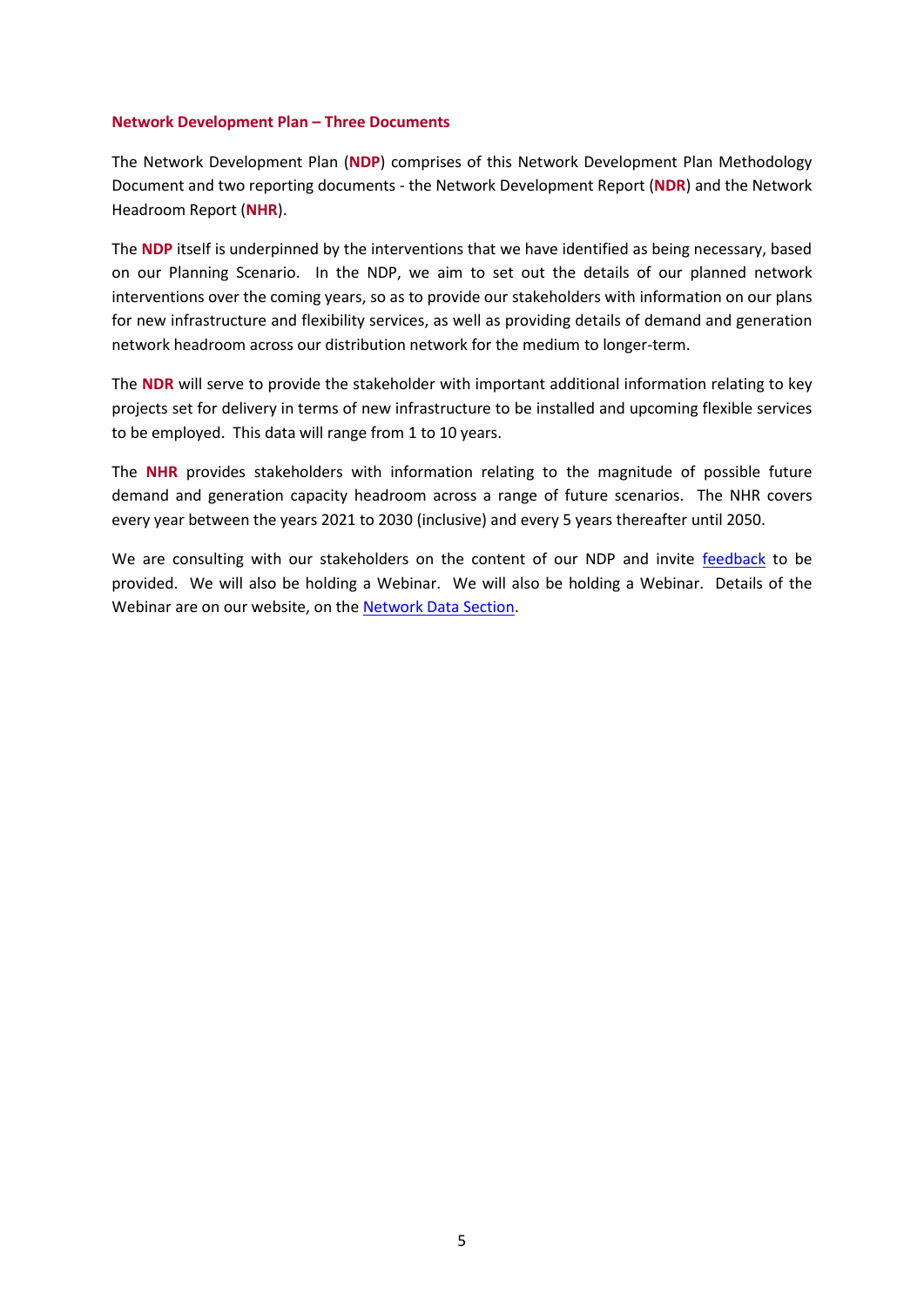**Network Development Plan – Three Documents**

The Network Development Plan (**NDP**) comprises of this Network Development Plan Methodology Document and two reporting documents - the Network Development Report (**NDR**) and the Network Headroom Report (**NHR**).

The **NDP** itself is underpinned by the interventions that we have identified as being necessary, based on our Planning Scenario. In the NDP, we aim to set out the details of our planned network interventions over the coming years, so as to provide our stakeholders with information on our plans for new infrastructure and flexibility services, as well as providing details of demand and generation network headroom across our distribution network for the medium to longer-term.

The **NDR** will serve to provide the stakeholder with important additional information relating to key projects set for delivery in terms of new infrastructure to be installed and upcoming flexible services to be employed. This data will range from 1 to 10 years.

The **NHR** provides stakeholders with information relating to the magnitude of possible future demand and generation capacity headroom across a range of future scenarios. The NHR covers every year between the years 2021 to 2030 (inclusive) and every 5 years thereafter until 2050.

We are consulting with our stakeholders on the content of our NDP and invite feedback to be provided. We will also be holding a Webinar. We will also be holding a Webinar. Details of the Webinar are on our website, on the Network Data Section.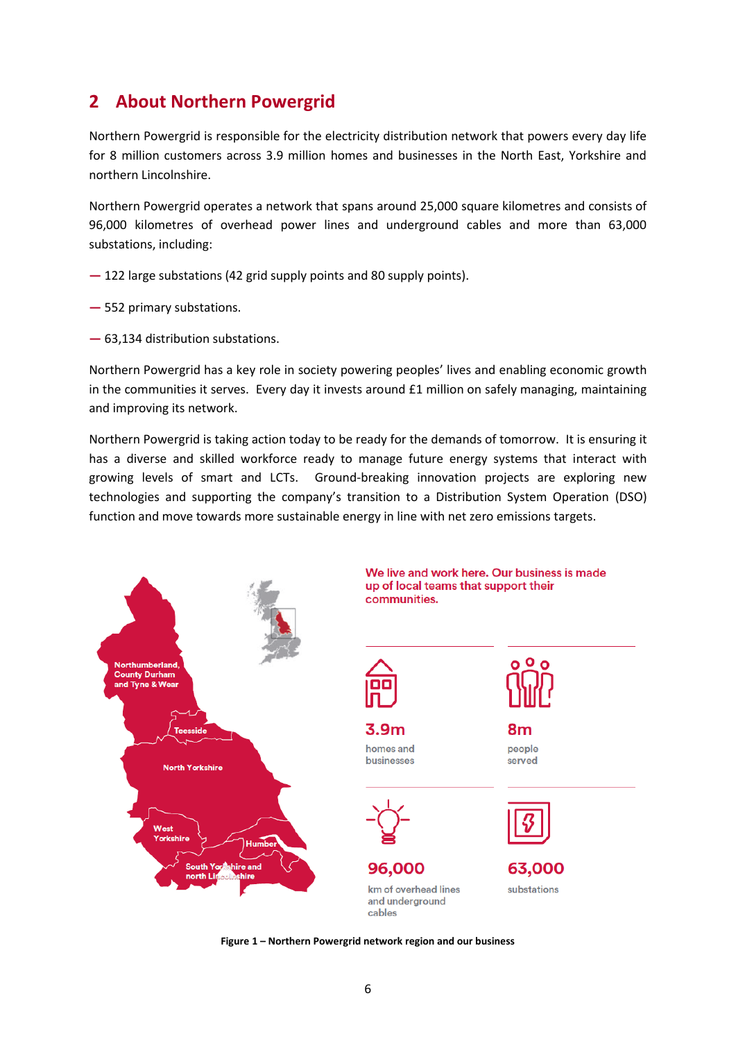## 2 About Northern Powergrid

Northern Powergrid is responsible for the electricity distribution network that powers every day life for 8 million customers across 3.9 million homes and businesses in the North East, Yorkshire and northern Lincolnshire.

Northern Powergrid operates a network that spans around 25,000 square kilometres and consists of 96,000 kilometres of overhead power lines and underground cables and more than 63,000 substations, including:

— 122 large substations (42 grid supply points and 80 supply points).

— 552 primary substations.

— 63,134 distribution substations.

Northern Powergrid has a key role in society powering peoples' lives and enabling economic growth in the communities it serves. Every day it invests around £1 million on safely managing, maintaining and improving its network.

Northern Powergrid is taking action today to be ready for the demands of tomorrow. It is ensuring it has a diverse and skilled workforce ready to manage future energy systems that interact with growing levels of smart and LCTs. Ground-breaking innovation projects are exploring new technologies and supporting the company's transition to a Distribution System Operation (DSO) function and move towards more sustainable energy in line with net zero emissions targets.

Northumberland, County Durham and Tyne & Wear

Teesside

North Yorkshire

West Yorkshire

Humber

South Yorkshire and north Lincolnshire

We live and work here. Our business is made up of local teams that support their communities.

3.9m homes and businesses

8m people served

96,000 km of overhead lines and underground cables

63,000 substations

**Figure 1 – Northern Powergrid network region and our business**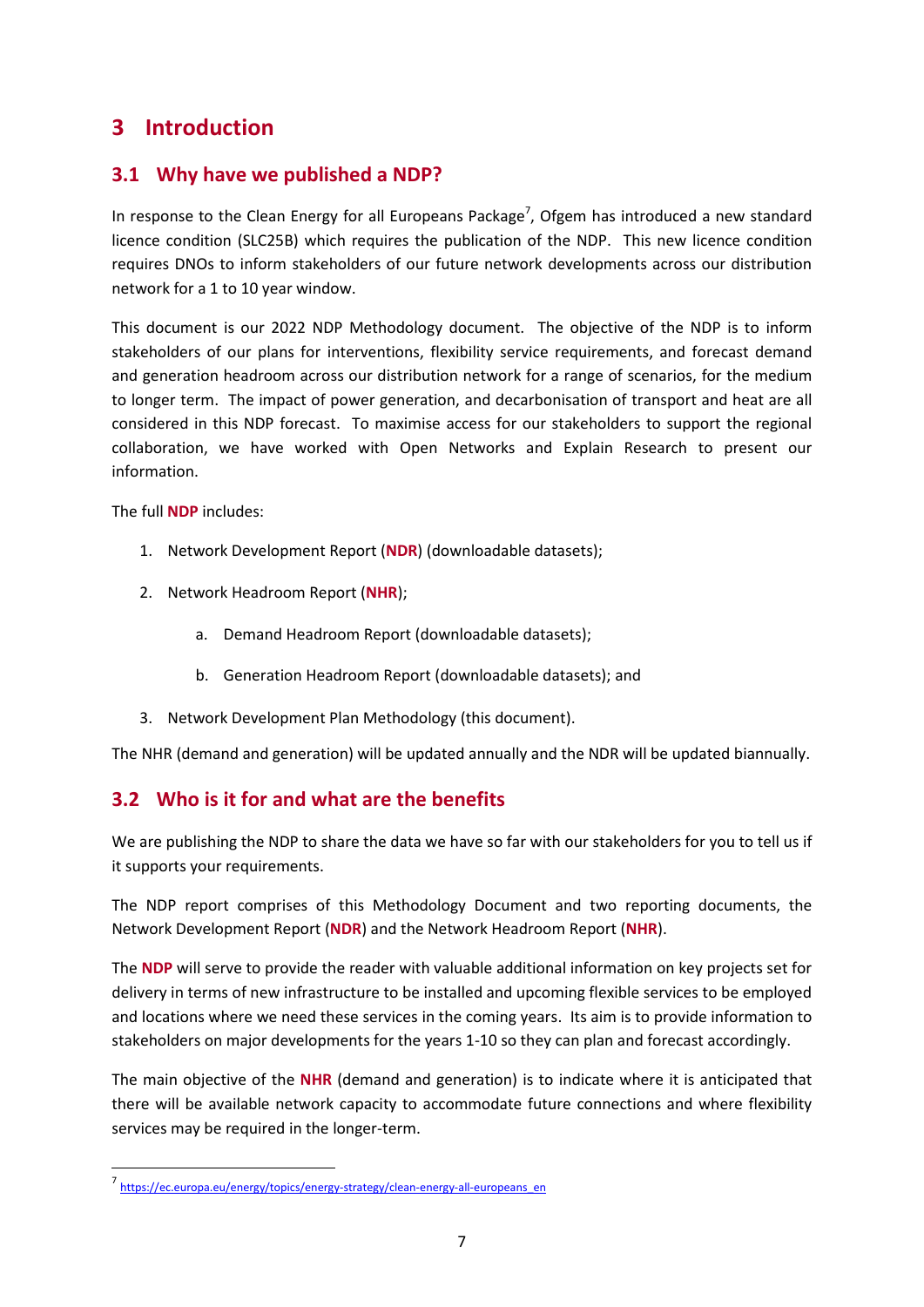# 3 Introduction

## 3.1 Why have we published a NDP?

In response to the Clean Energy for all Europeans Package[7], Ofgem has introduced a new standard licence condition (SLC25B) which requires the publication of the NDP. This new licence condition requires DNOs to inform stakeholders of our future network developments across our distribution network for a 1 to 10 year window.

This document is our 2022 NDP Methodology document. The objective of the NDP is to inform stakeholders of our plans for interventions, flexibility service requirements, and forecast demand and generation headroom across our distribution network for a range of scenarios, for the medium to longer term. The impact of power generation, and decarbonisation of transport and heat are all considered in this NDP forecast. To maximise access for our stakeholders to support the regional collaboration, we have worked with Open Networks and Explain Research to present our information.

The full **NDP** includes:

1. Network Development Report (**NDR**) (downloadable datasets);
2. Network Headroom Report (**NHR**);
    a. Demand Headroom Report (downloadable datasets);
    b. Generation Headroom Report (downloadable datasets); and
3. Network Development Plan Methodology (this document).

The NHR (demand and generation) will be updated annually and the NDR will be updated biannually.

## 3.2 Who is it for and what are the benefits

We are publishing the NDP to share the data we have so far with our stakeholders for you to tell us if it supports your requirements.

The NDP report comprises of this Methodology Document and two reporting documents, the Network Development Report (**NDR**) and the Network Headroom Report (**NHR**).

The **NDP** will serve to provide the reader with valuable additional information on key projects set for delivery in terms of new infrastructure to be installed and upcoming flexible services to be employed and locations where we need these services in the coming years. Its aim is to provide information to stakeholders on major developments for the years 1-10 so they can plan and forecast accordingly.

The main objective of the **NHR** (demand and generation) is to indicate where it is anticipated that there will be available network capacity to accommodate future connections and where flexibility services may be required in the longer-term.

---

[7] https://ec.europa.eu/energy/topics/energy-strategy/clean-energy-all-europeans_en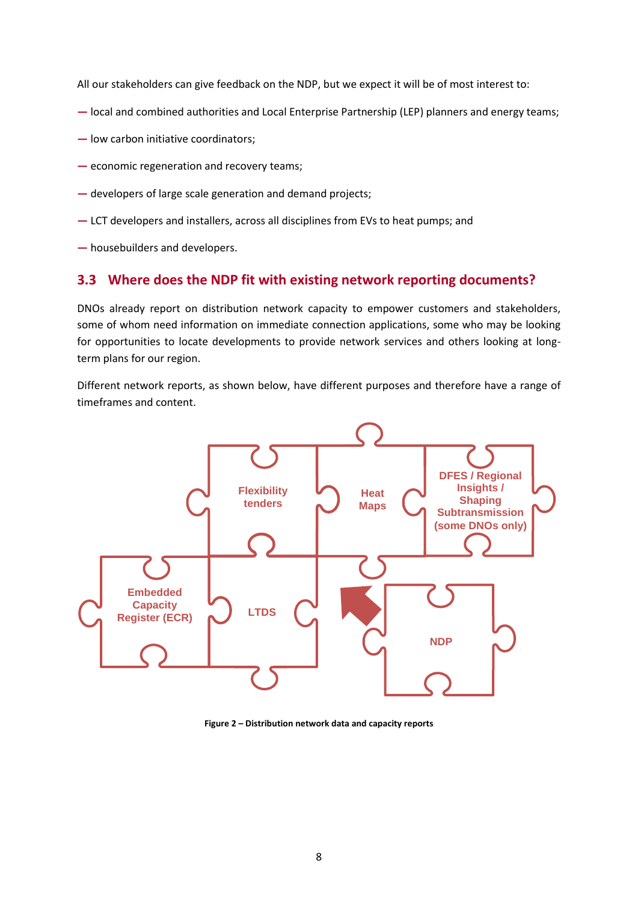All our stakeholders can give feedback on the NDP, but we expect it will be of most interest to:

- local and combined authorities and Local Enterprise Partnership (LEP) planners and energy teams;
- low carbon initiative coordinators;
- economic regeneration and recovery teams;
- developers of large scale generation and demand projects;
- LCT developers and installers, across all disciplines from EVs to heat pumps; and
- housebuilders and developers.

## 3.3 Where does the NDP fit with existing network reporting documents?

DNOs already report on distribution network capacity to empower customers and stakeholders, some of whom need information on immediate connection applications, some who may be looking for opportunities to locate developments to provide network services and others looking at long-term plans for our region.

Different network reports, as shown below, have different purposes and therefore have a range of timeframes and content.

Flexibility tenders

Heat Maps

DFES / Regional Insights / Shaping Subtransmission (some DNOs only)

Embedded Capacity Register (ECR)

LTDS

NDP

**Figure 2 – Distribution network data and capacity reports**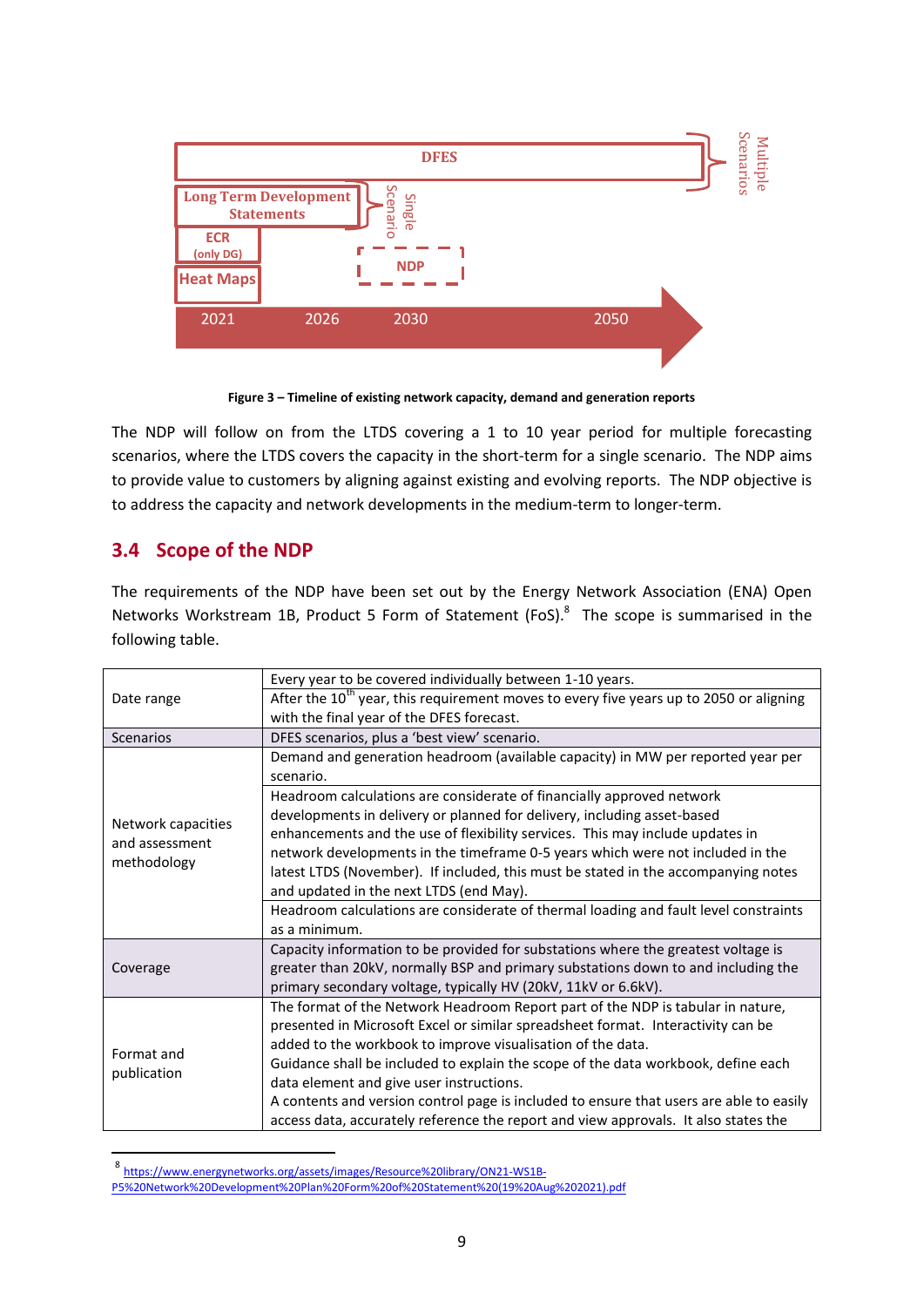Figure 3 – Timeline of existing network capacity, demand and generation reports

The NDP will follow on from the LTDS covering a 1 to 10 year period for multiple forecasting scenarios, where the LTDS covers the capacity in the short-term for a single scenario. The NDP aims to provide value to customers by aligning against existing and evolving reports. The NDP objective is to address the capacity and network developments in the medium-term to longer-term.

## 3.4 Scope of the NDP

The requirements of the NDP have been set out by the Energy Network Association (ENA) Open Networks Workstream 1B, Product 5 Form of Statement (FoS).[8] The scope is summarised in the following table.

| | |
|---|---|
| Date range | Every year to be covered individually between 1-10 years. |
| | After the 10th year, this requirement moves to every five years up to 2050 or aligning with the final year of the DFES forecast. |
| Scenarios | DFES scenarios, plus a 'best view' scenario. |
| Network capacities and assessment methodology | Demand and generation headroom (available capacity) in MW per reported year per scenario. |
| | Headroom calculations are considerate of financially approved network developments in delivery or planned for delivery, including asset-based enhancements and the use of flexibility services. This may include updates in network developments in the timeframe 0-5 years which were not included in the latest LTDS (November). If included, this must be stated in the accompanying notes and updated in the next LTDS (end May). |
| | Headroom calculations are considerate of thermal loading and fault level constraints as a minimum. |
| Coverage | Capacity information to be provided for substations where the greatest voltage is greater than 20kV, normally BSP and primary substations down to and including the primary secondary voltage, typically HV (20kV, 11kV or 6.6kV). |
| Format and publication | The format of the Network Headroom Report part of the NDP is tabular in nature, presented in Microsoft Excel or similar spreadsheet format. Interactivity can be added to the workbook to improve visualisation of the data.<br>Guidance shall be included to explain the scope of the data workbook, define each data element and give user instructions.<br>A contents and version control page is included to ensure that users are able to easily access data, accurately reference the report and view approvals. It also states the |

[8] https://www.energynetworks.org/assets/images/Resource%20library/ON21-WS1B-P5%20Network%20Development%20Plan%20Form%20of%20Statement%20(19%20Aug%202021).pdf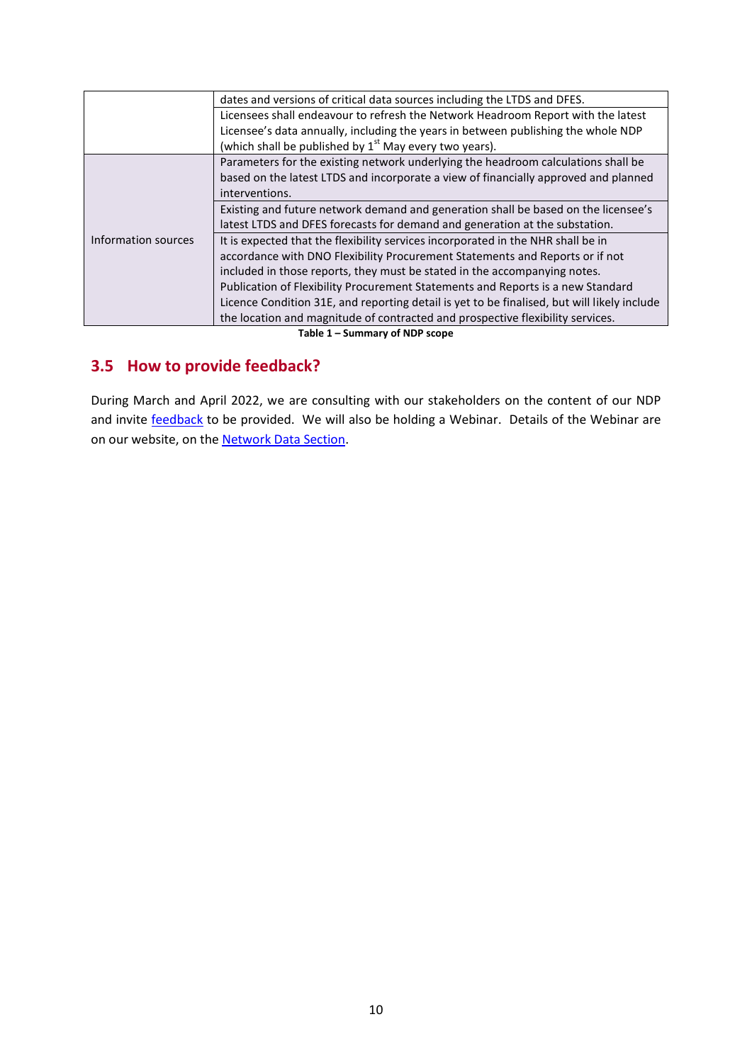| | |
|---|---|
| | dates and versions of critical data sources including the LTDS and DFES. |
| | Licensees shall endeavour to refresh the Network Headroom Report with the latest Licensee's data annually, including the years in between publishing the whole NDP (which shall be published by 1st May every two years). |
| Information sources | Parameters for the existing network underlying the headroom calculations shall be based on the latest LTDS and incorporate a view of financially approved and planned interventions. |
| | Existing and future network demand and generation shall be based on the licensee's latest LTDS and DFES forecasts for demand and generation at the substation. |
| | It is expected that the flexibility services incorporated in the NHR shall be in accordance with DNO Flexibility Procurement Statements and Reports or if not included in those reports, they must be stated in the accompanying notes. Publication of Flexibility Procurement Statements and Reports is a new Standard Licence Condition 31E, and reporting detail is yet to be finalised, but will likely include the location and magnitude of contracted and prospective flexibility services. |

**Table 1 – Summary of NDP scope**

## 3.5 How to provide feedback?

During March and April 2022, we are consulting with our stakeholders on the content of our NDP and invite feedback to be provided. We will also be holding a Webinar. Details of the Webinar are on our website, on the Network Data Section.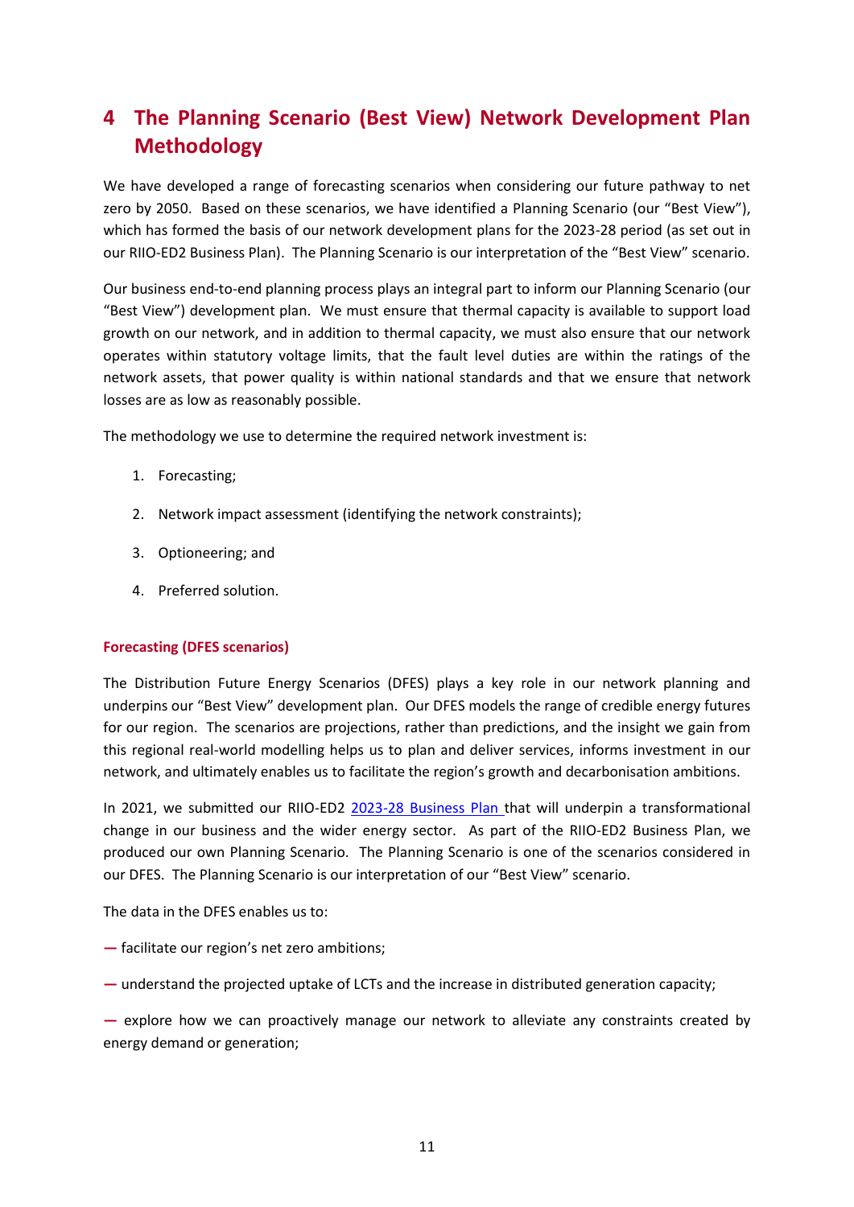# 4 The Planning Scenario (Best View) Network Development Plan Methodology

We have developed a range of forecasting scenarios when considering our future pathway to net zero by 2050. Based on these scenarios, we have identified a Planning Scenario (our "Best View"), which has formed the basis of our network development plans for the 2023-28 period (as set out in our RIIO-ED2 Business Plan). The Planning Scenario is our interpretation of the "Best View" scenario.

Our business end-to-end planning process plays an integral part to inform our Planning Scenario (our "Best View") development plan. We must ensure that thermal capacity is available to support load growth on our network, and in addition to thermal capacity, we must also ensure that our network operates within statutory voltage limits, that the fault level duties are within the ratings of the network assets, that power quality is within national standards and that we ensure that network losses are as low as reasonably possible.

The methodology we use to determine the required network investment is:

1. Forecasting;
2. Network impact assessment (identifying the network constraints);
3. Optioneering; and
4. Preferred solution.

### Forecasting (DFES scenarios)

The Distribution Future Energy Scenarios (DFES) plays a key role in our network planning and underpins our "Best View" development plan. Our DFES models the range of credible energy futures for our region. The scenarios are projections, rather than predictions, and the insight we gain from this regional real-world modelling helps us to plan and deliver services, informs investment in our network, and ultimately enables us to facilitate the region's growth and decarbonisation ambitions.

In 2021, we submitted our RIIO-ED2 2023-28 Business Plan that will underpin a transformational change in our business and the wider energy sector. As part of the RIIO-ED2 Business Plan, we produced our own Planning Scenario. The Planning Scenario is one of the scenarios considered in our DFES. The Planning Scenario is our interpretation of our "Best View" scenario.

The data in the DFES enables us to:

- facilitate our region's net zero ambitions;
- understand the projected uptake of LCTs and the increase in distributed generation capacity;
- explore how we can proactively manage our network to alleviate any constraints created by energy demand or generation;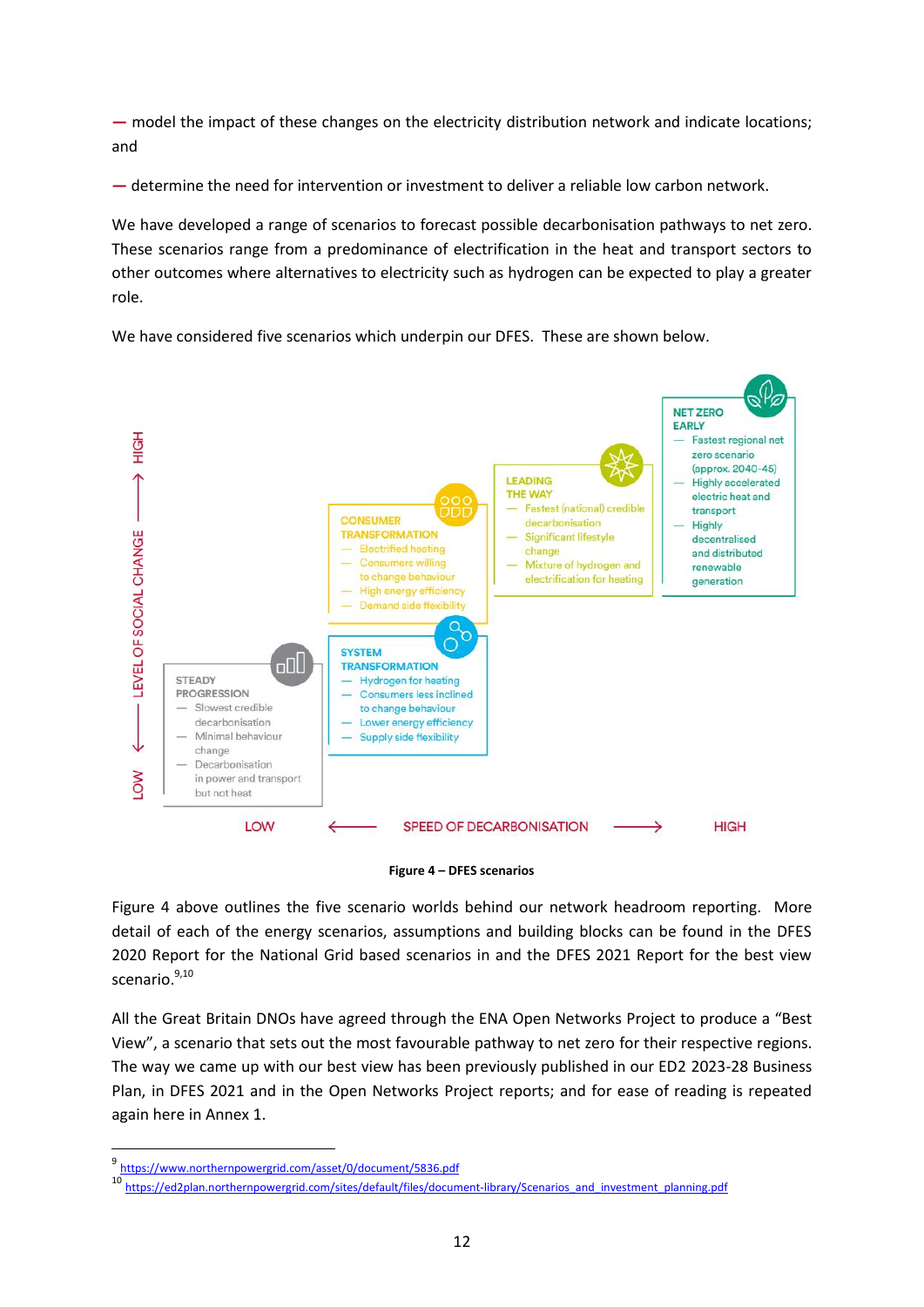— model the impact of these changes on the electricity distribution network and indicate locations; and

— determine the need for intervention or investment to deliver a reliable low carbon network.

We have developed a range of scenarios to forecast possible decarbonisation pathways to net zero. These scenarios range from a predominance of electrification in the heat and transport sectors to other outcomes where alternatives to electricity such as hydrogen can be expected to play a greater role.

We have considered five scenarios which underpin our DFES. These are shown below.

**STEADY PROGRESSION**
- Slowest credible decarbonisation
- Minimal behaviour change
- Decarbonisation in power and transport but not heat

**CONSUMER TRANSFORMATION**
- Electrified heating
- Consumers willing to change behaviour
- High energy efficiency
- Demand side flexibility

**SYSTEM TRANSFORMATION**
- Hydrogen for heating
- Consumers less inclined to change behaviour
- Lower energy efficiency
- Supply side flexibility

**LEADING THE WAY**
- Fastest (national) credible decarbonisation
- Significant lifestyle change
- Mixture of hydrogen and electrification for heating

**NET ZERO EARLY**
- Fastest regional net zero scenario (approx. 2040-45)
- Highly accelerated electric heat and transport
- Highly decentralised and distributed renewable generation

LOW ⟵ LEVEL OF SOCIAL CHANGE ⟶ HIGH

LOW ⟵ SPEED OF DECARBONISATION ⟶ HIGH

**Figure 4 – DFES scenarios**

Figure 4 above outlines the five scenario worlds behind our network headroom reporting. More detail of each of the energy scenarios, assumptions and building blocks can be found in the DFES 2020 Report for the National Grid based scenarios in and the DFES 2021 Report for the best view scenario.[9,10]

All the Great Britain DNOs have agreed through the ENA Open Networks Project to produce a "Best View", a scenario that sets out the most favourable pathway to net zero for their respective regions. The way we came up with our best view has been previously published in our ED2 2023-28 Business Plan, in DFES 2021 and in the Open Networks Project reports; and for ease of reading is repeated again here in Annex 1.

---

[9] https://www.northernpowergrid.com/asset/0/document/5836.pdf

[10] https://ed2plan.northernpowergrid.com/sites/default/files/document-library/Scenarios_and_investment_planning.pdf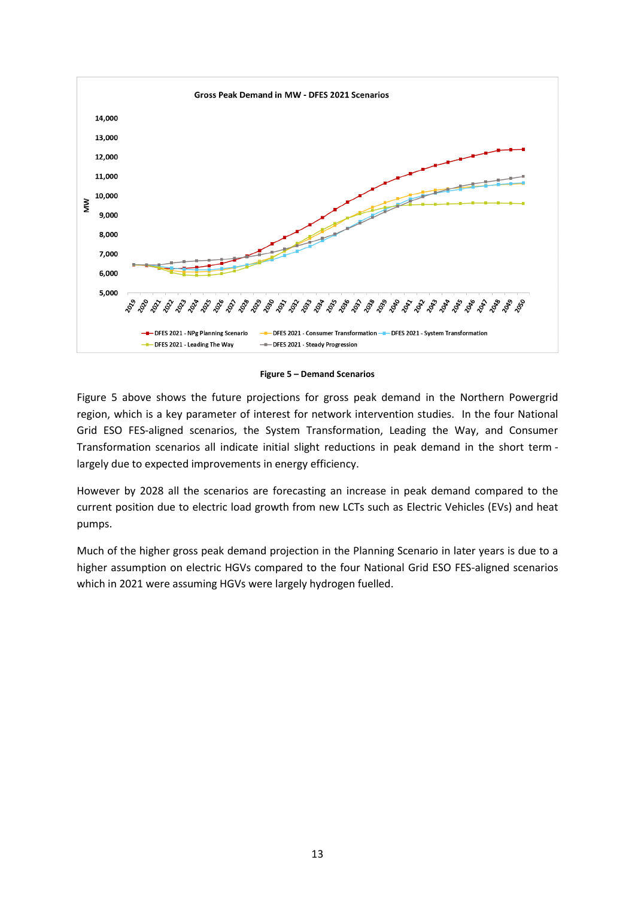Figure 5 – Demand Scenarios

Figure 5 above shows the future projections for gross peak demand in the Northern Powergrid region, which is a key parameter of interest for network intervention studies. In the four National Grid ESO FES-aligned scenarios, the System Transformation, Leading the Way, and Consumer Transformation scenarios all indicate initial slight reductions in peak demand in the short term - largely due to expected improvements in energy efficiency.

However by 2028 all the scenarios are forecasting an increase in peak demand compared to the current position due to electric load growth from new LCTs such as Electric Vehicles (EVs) and heat pumps.

Much of the higher gross peak demand projection in the Planning Scenario in later years is due to a higher assumption on electric HGVs compared to the four National Grid ESO FES-aligned scenarios which in 2021 were assuming HGVs were largely hydrogen fuelled.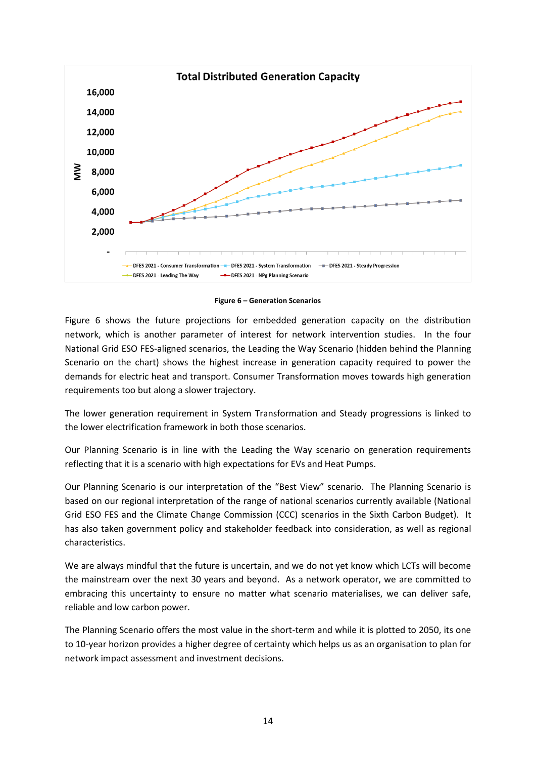Figure 6 – Generation Scenarios

Figure 6 shows the future projections for embedded generation capacity on the distribution network, which is another parameter of interest for network intervention studies. In the four National Grid ESO FES-aligned scenarios, the Leading the Way Scenario (hidden behind the Planning Scenario on the chart) shows the highest increase in generation capacity required to power the demands for electric heat and transport. Consumer Transformation moves towards high generation requirements too but along a slower trajectory.

The lower generation requirement in System Transformation and Steady progressions is linked to the lower electrification framework in both those scenarios.

Our Planning Scenario is in line with the Leading the Way scenario on generation requirements reflecting that it is a scenario with high expectations for EVs and Heat Pumps.

Our Planning Scenario is our interpretation of the “Best View” scenario. The Planning Scenario is based on our regional interpretation of the range of national scenarios currently available (National Grid ESO FES and the Climate Change Commission (CCC) scenarios in the Sixth Carbon Budget). It has also taken government policy and stakeholder feedback into consideration, as well as regional characteristics.

We are always mindful that the future is uncertain, and we do not yet know which LCTs will become the mainstream over the next 30 years and beyond. As a network operator, we are committed to embracing this uncertainty to ensure no matter what scenario materialises, we can deliver safe, reliable and low carbon power.

The Planning Scenario offers the most value in the short-term and while it is plotted to 2050, its one to 10-year horizon provides a higher degree of certainty which helps us as an organisation to plan for network impact assessment and investment decisions.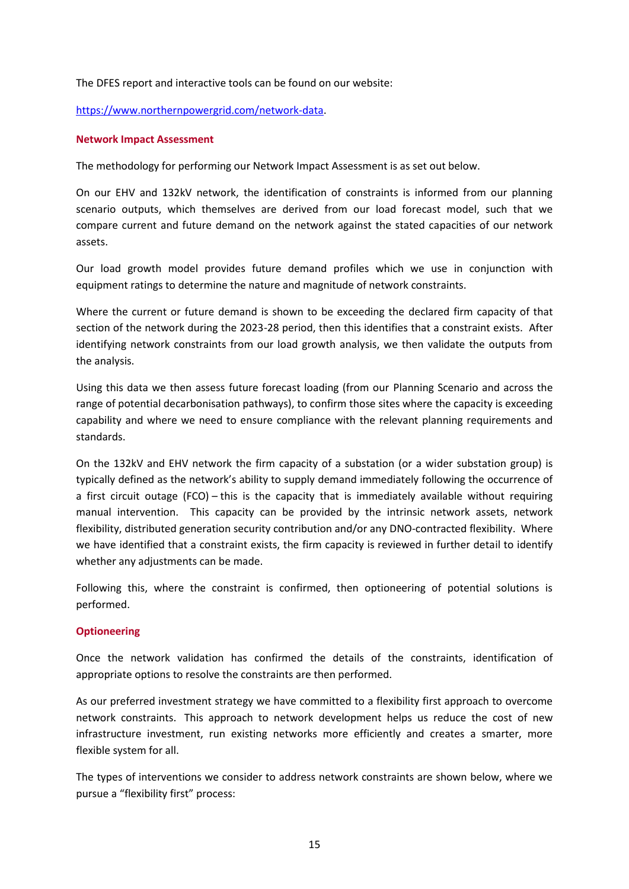The DFES report and interactive tools can be found on our website:

[https://www.northernpowergrid.com/network-data](https://www.northernpowergrid.com/network-data).

### Network Impact Assessment

The methodology for performing our Network Impact Assessment is as set out below.

On our EHV and 132kV network, the identification of constraints is informed from our planning scenario outputs, which themselves are derived from our load forecast model, such that we compare current and future demand on the network against the stated capacities of our network assets.

Our load growth model provides future demand profiles which we use in conjunction with equipment ratings to determine the nature and magnitude of network constraints.

Where the current or future demand is shown to be exceeding the declared firm capacity of that section of the network during the 2023-28 period, then this identifies that a constraint exists. After identifying network constraints from our load growth analysis, we then validate the outputs from the analysis.

Using this data we then assess future forecast loading (from our Planning Scenario and across the range of potential decarbonisation pathways), to confirm those sites where the capacity is exceeding capability and where we need to ensure compliance with the relevant planning requirements and standards.

On the 132kV and EHV network the firm capacity of a substation (or a wider substation group) is typically defined as the network's ability to supply demand immediately following the occurrence of a first circuit outage (FCO) – this is the capacity that is immediately available without requiring manual intervention. This capacity can be provided by the intrinsic network assets, network flexibility, distributed generation security contribution and/or any DNO-contracted flexibility. Where we have identified that a constraint exists, the firm capacity is reviewed in further detail to identify whether any adjustments can be made.

Following this, where the constraint is confirmed, then optioneering of potential solutions is performed.

### Optioneering

Once the network validation has confirmed the details of the constraints, identification of appropriate options to resolve the constraints are then performed.

As our preferred investment strategy we have committed to a flexibility first approach to overcome network constraints. This approach to network development helps us reduce the cost of new infrastructure investment, run existing networks more efficiently and creates a smarter, more flexible system for all.

The types of interventions we consider to address network constraints are shown below, where we pursue a "flexibility first" process: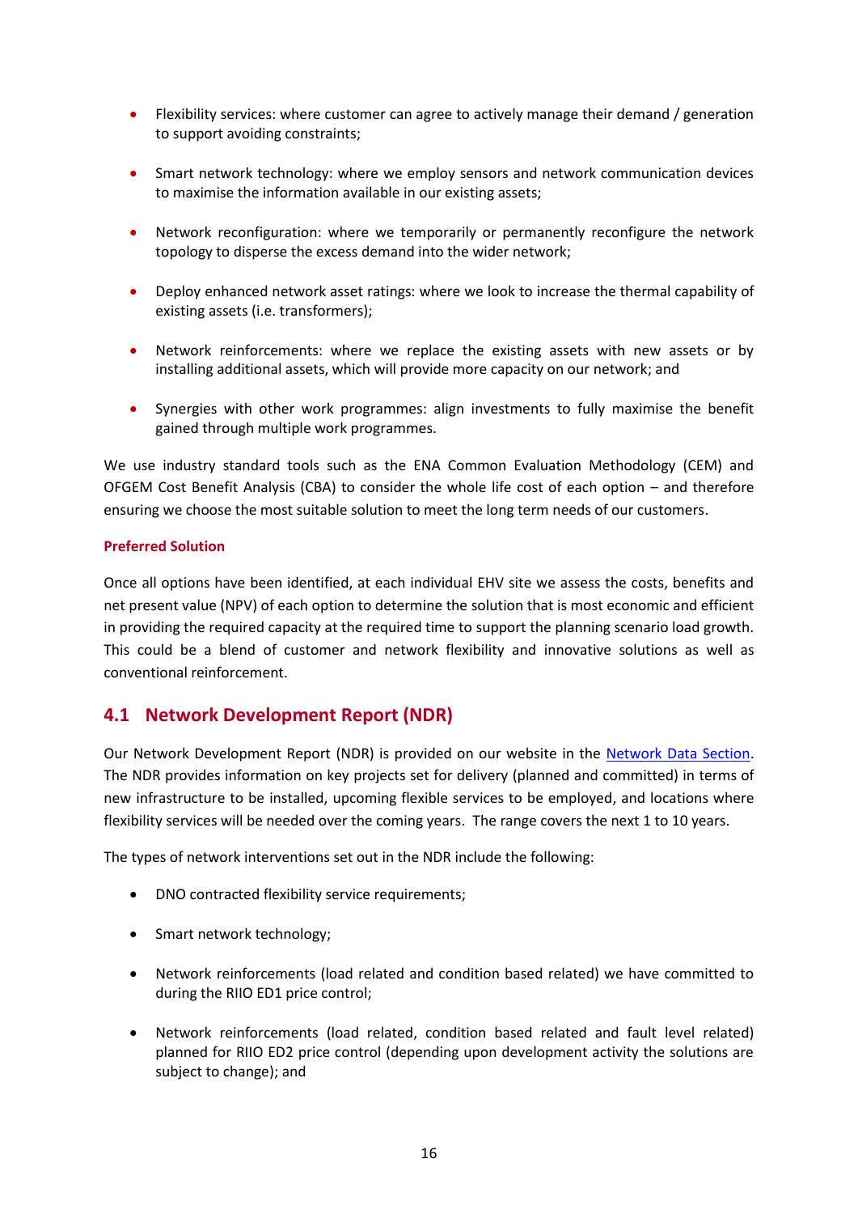- Flexibility services: where customer can agree to actively manage their demand / generation to support avoiding constraints;
- Smart network technology: where we employ sensors and network communication devices to maximise the information available in our existing assets;
- Network reconfiguration: where we temporarily or permanently reconfigure the network topology to disperse the excess demand into the wider network;
- Deploy enhanced network asset ratings: where we look to increase the thermal capability of existing assets (i.e. transformers);
- Network reinforcements: where we replace the existing assets with new assets or by installing additional assets, which will provide more capacity on our network; and
- Synergies with other work programmes: align investments to fully maximise the benefit gained through multiple work programmes.

We use industry standard tools such as the ENA Common Evaluation Methodology (CEM) and OFGEM Cost Benefit Analysis (CBA) to consider the whole life cost of each option – and therefore ensuring we choose the most suitable solution to meet the long term needs of our customers.

**Preferred Solution**

Once all options have been identified, at each individual EHV site we assess the costs, benefits and net present value (NPV) of each option to determine the solution that is most economic and efficient in providing the required capacity at the required time to support the planning scenario load growth. This could be a blend of customer and network flexibility and innovative solutions as well as conventional reinforcement.

## 4.1 Network Development Report (NDR)

Our Network Development Report (NDR) is provided on our website in the [Network Data Section](). The NDR provides information on key projects set for delivery (planned and committed) in terms of new infrastructure to be installed, upcoming flexible services to be employed, and locations where flexibility services will be needed over the coming years. The range covers the next 1 to 10 years.

The types of network interventions set out in the NDR include the following:

- DNO contracted flexibility service requirements;
- Smart network technology;
- Network reinforcements (load related and condition based related) we have committed to during the RIIO ED1 price control;
- Network reinforcements (load related, condition based related and fault level related) planned for RIIO ED2 price control (depending upon development activity the solutions are subject to change); and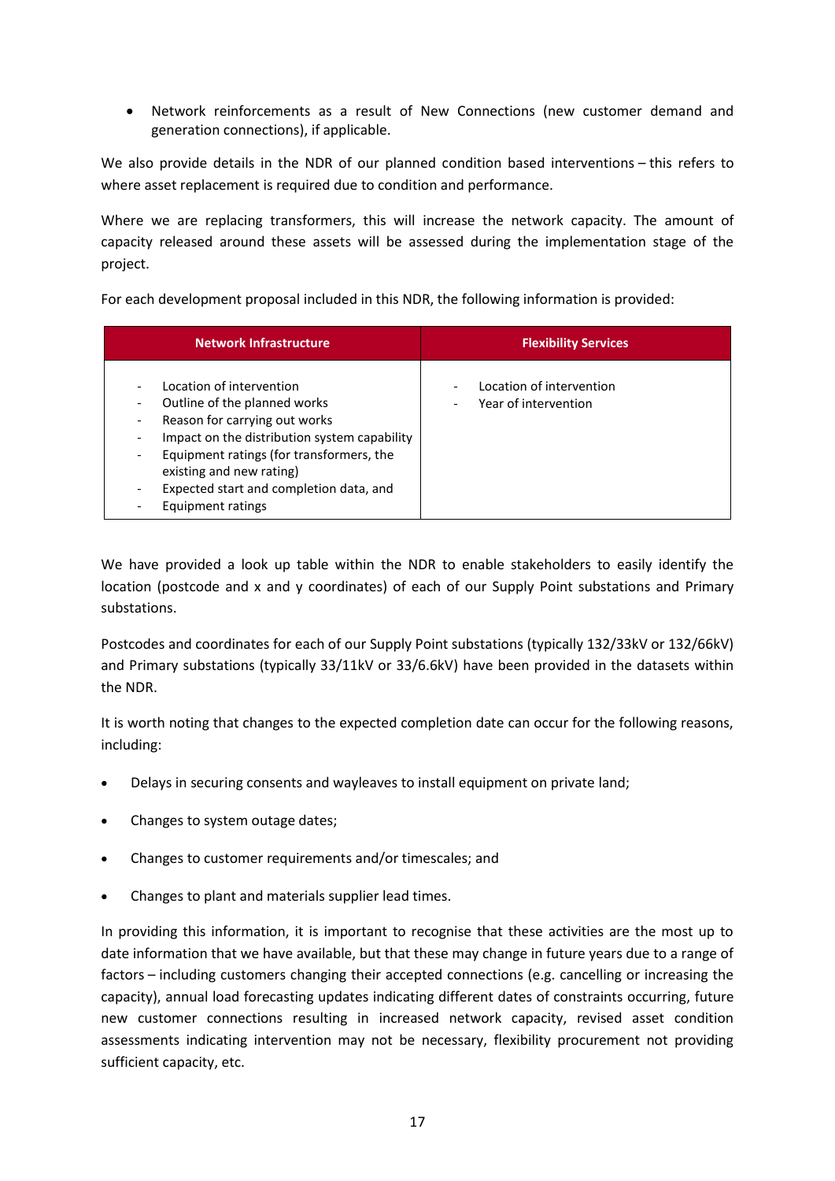- Network reinforcements as a result of New Connections (new customer demand and generation connections), if applicable.

We also provide details in the NDR of our planned condition based interventions – this refers to where asset replacement is required due to condition and performance.

Where we are replacing transformers, this will increase the network capacity. The amount of capacity released around these assets will be assessed during the implementation stage of the project.

For each development proposal included in this NDR, the following information is provided:

| Network Infrastructure | Flexibility Services |
|---|---|
| - Location of intervention<br>- Outline of the planned works<br>- Reason for carrying out works<br>- Impact on the distribution system capability<br>- Equipment ratings (for transformers, the existing and new rating)<br>- Expected start and completion data, and<br>- Equipment ratings | - Location of intervention<br>- Year of intervention |

We have provided a look up table within the NDR to enable stakeholders to easily identify the location (postcode and x and y coordinates) of each of our Supply Point substations and Primary substations.

Postcodes and coordinates for each of our Supply Point substations (typically 132/33kV or 132/66kV) and Primary substations (typically 33/11kV or 33/6.6kV) have been provided in the datasets within the NDR.

It is worth noting that changes to the expected completion date can occur for the following reasons, including:

- Delays in securing consents and wayleaves to install equipment on private land;
- Changes to system outage dates;
- Changes to customer requirements and/or timescales; and
- Changes to plant and materials supplier lead times.

In providing this information, it is important to recognise that these activities are the most up to date information that we have available, but that these may change in future years due to a range of factors – including customers changing their accepted connections (e.g. cancelling or increasing the capacity), annual load forecasting updates indicating different dates of constraints occurring, future new customer connections resulting in increased network capacity, revised asset condition assessments indicating intervention may not be necessary, flexibility procurement not providing sufficient capacity, etc.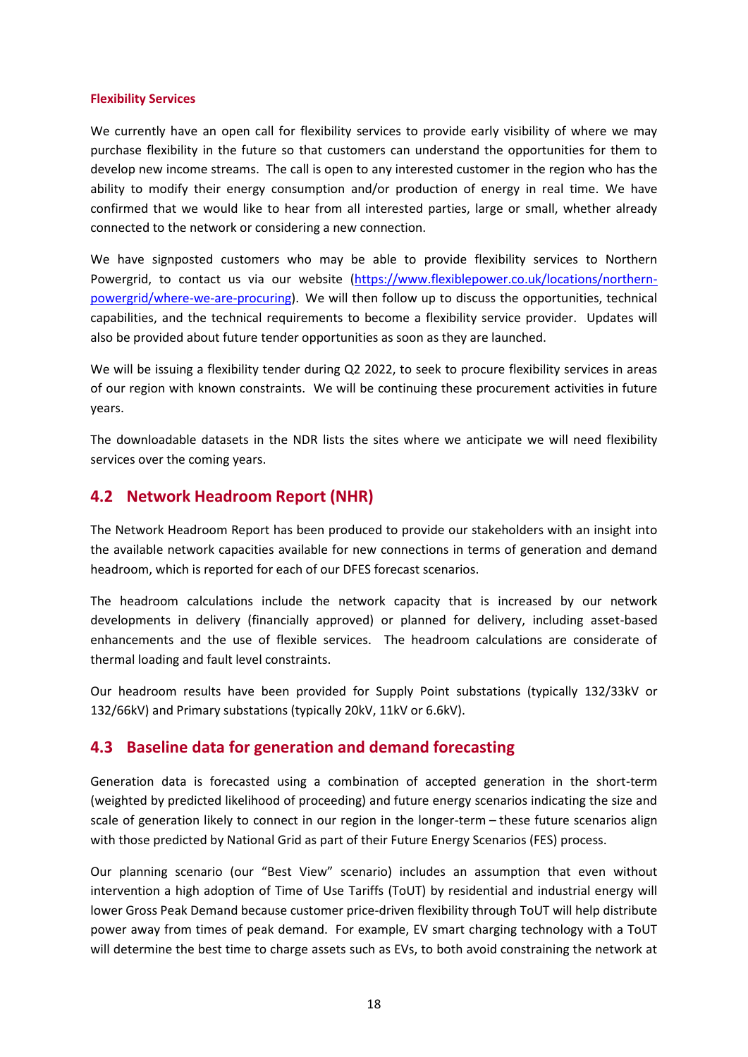#### Flexibility Services

We currently have an open call for flexibility services to provide early visibility of where we may purchase flexibility in the future so that customers can understand the opportunities for them to develop new income streams. The call is open to any interested customer in the region who has the ability to modify their energy consumption and/or production of energy in real time. We have confirmed that we would like to hear from all interested parties, large or small, whether already connected to the network or considering a new connection.

We have signposted customers who may be able to provide flexibility services to Northern Powergrid, to contact us via our website (https://www.flexiblepower.co.uk/locations/northern-powergrid/where-we-are-procuring). We will then follow up to discuss the opportunities, technical capabilities, and the technical requirements to become a flexibility service provider. Updates will also be provided about future tender opportunities as soon as they are launched.

We will be issuing a flexibility tender during Q2 2022, to seek to procure flexibility services in areas of our region with known constraints. We will be continuing these procurement activities in future years.

The downloadable datasets in the NDR lists the sites where we anticipate we will need flexibility services over the coming years.

## 4.2 Network Headroom Report (NHR)

The Network Headroom Report has been produced to provide our stakeholders with an insight into the available network capacities available for new connections in terms of generation and demand headroom, which is reported for each of our DFES forecast scenarios.

The headroom calculations include the network capacity that is increased by our network developments in delivery (financially approved) or planned for delivery, including asset-based enhancements and the use of flexible services. The headroom calculations are considerate of thermal loading and fault level constraints.

Our headroom results have been provided for Supply Point substations (typically 132/33kV or 132/66kV) and Primary substations (typically 20kV, 11kV or 6.6kV).

## 4.3 Baseline data for generation and demand forecasting

Generation data is forecasted using a combination of accepted generation in the short-term (weighted by predicted likelihood of proceeding) and future energy scenarios indicating the size and scale of generation likely to connect in our region in the longer-term – these future scenarios align with those predicted by National Grid as part of their Future Energy Scenarios (FES) process.

Our planning scenario (our "Best View" scenario) includes an assumption that even without intervention a high adoption of Time of Use Tariffs (ToUT) by residential and industrial energy will lower Gross Peak Demand because customer price-driven flexibility through ToUT will help distribute power away from times of peak demand. For example, EV smart charging technology with a ToUT will determine the best time to charge assets such as EVs, to both avoid constraining the network at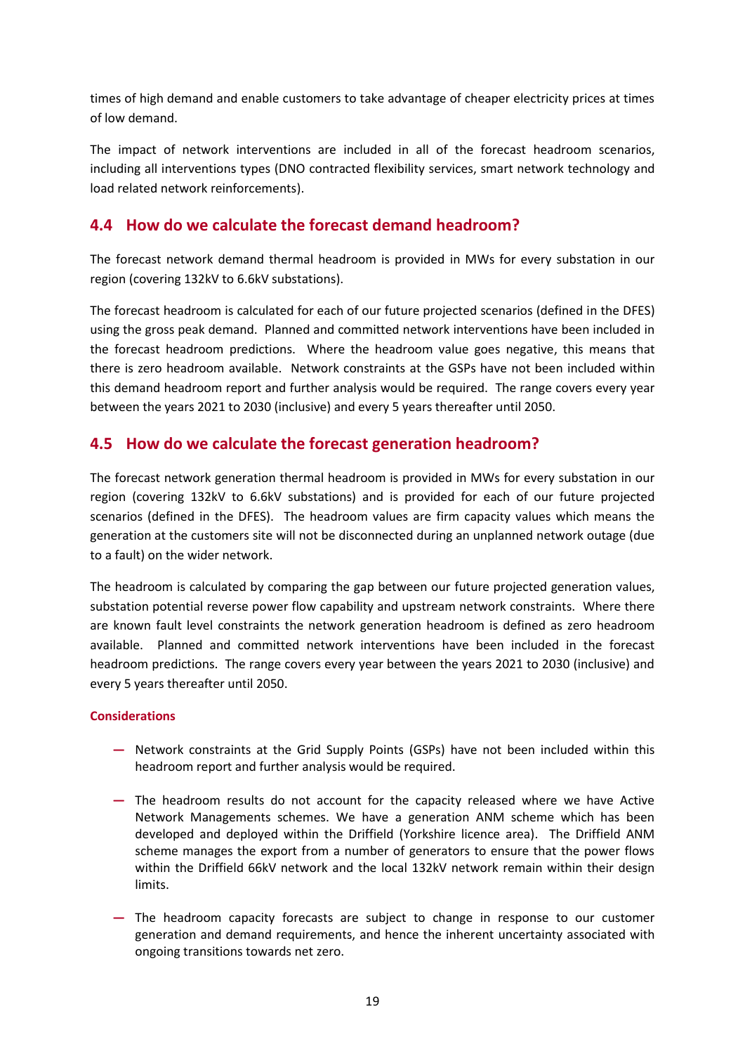times of high demand and enable customers to take advantage of cheaper electricity prices at times of low demand.

The impact of network interventions are included in all of the forecast headroom scenarios, including all interventions types (DNO contracted flexibility services, smart network technology and load related network reinforcements).

## 4.4 How do we calculate the forecast demand headroom?

The forecast network demand thermal headroom is provided in MWs for every substation in our region (covering 132kV to 6.6kV substations).

The forecast headroom is calculated for each of our future projected scenarios (defined in the DFES) using the gross peak demand. Planned and committed network interventions have been included in the forecast headroom predictions. Where the headroom value goes negative, this means that there is zero headroom available. Network constraints at the GSPs have not been included within this demand headroom report and further analysis would be required. The range covers every year between the years 2021 to 2030 (inclusive) and every 5 years thereafter until 2050.

## 4.5 How do we calculate the forecast generation headroom?

The forecast network generation thermal headroom is provided in MWs for every substation in our region (covering 132kV to 6.6kV substations) and is provided for each of our future projected scenarios (defined in the DFES). The headroom values are firm capacity values which means the generation at the customers site will not be disconnected during an unplanned network outage (due to a fault) on the wider network.

The headroom is calculated by comparing the gap between our future projected generation values, substation potential reverse power flow capability and upstream network constraints. Where there are known fault level constraints the network generation headroom is defined as zero headroom available. Planned and committed network interventions have been included in the forecast headroom predictions. The range covers every year between the years 2021 to 2030 (inclusive) and every 5 years thereafter until 2050.

#### Considerations

- Network constraints at the Grid Supply Points (GSPs) have not been included within this headroom report and further analysis would be required.
- The headroom results do not account for the capacity released where we have Active Network Managements schemes. We have a generation ANM scheme which has been developed and deployed within the Driffield (Yorkshire licence area). The Driffield ANM scheme manages the export from a number of generators to ensure that the power flows within the Driffield 66kV network and the local 132kV network remain within their design limits.
- The headroom capacity forecasts are subject to change in response to our customer generation and demand requirements, and hence the inherent uncertainty associated with ongoing transitions towards net zero.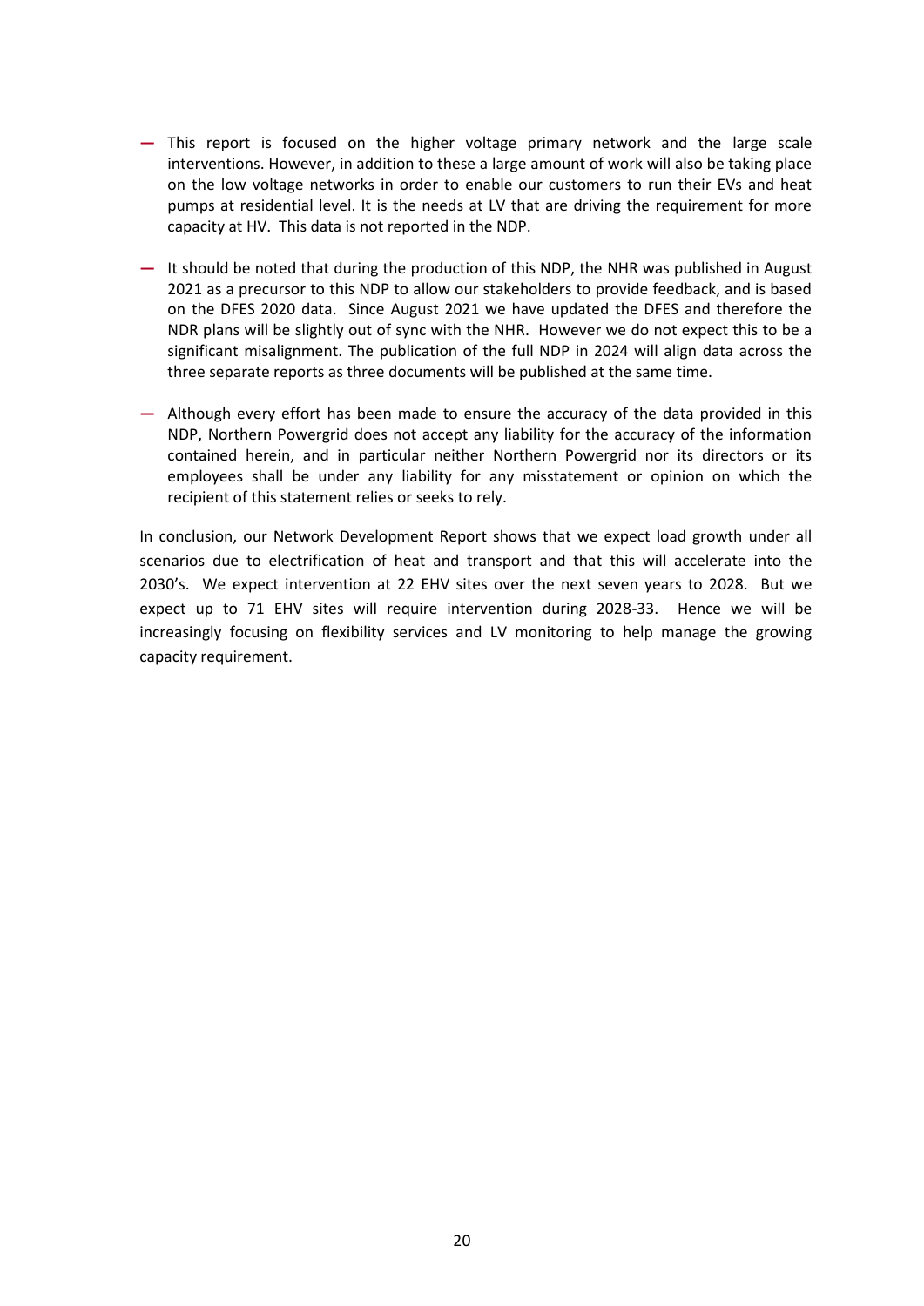- This report is focused on the higher voltage primary network and the large scale interventions. However, in addition to these a large amount of work will also be taking place on the low voltage networks in order to enable our customers to run their EVs and heat pumps at residential level. It is the needs at LV that are driving the requirement for more capacity at HV. This data is not reported in the NDP.
- It should be noted that during the production of this NDP, the NHR was published in August 2021 as a precursor to this NDP to allow our stakeholders to provide feedback, and is based on the DFES 2020 data. Since August 2021 we have updated the DFES and therefore the NDR plans will be slightly out of sync with the NHR. However we do not expect this to be a significant misalignment. The publication of the full NDP in 2024 will align data across the three separate reports as three documents will be published at the same time.
- Although every effort has been made to ensure the accuracy of the data provided in this NDP, Northern Powergrid does not accept any liability for the accuracy of the information contained herein, and in particular neither Northern Powergrid nor its directors or its employees shall be under any liability for any misstatement or opinion on which the recipient of this statement relies or seeks to rely.

In conclusion, our Network Development Report shows that we expect load growth under all scenarios due to electrification of heat and transport and that this will accelerate into the 2030's. We expect intervention at 22 EHV sites over the next seven years to 2028. But we expect up to 71 EHV sites will require intervention during 2028-33. Hence we will be increasingly focusing on flexibility services and LV monitoring to help manage the growing capacity requirement.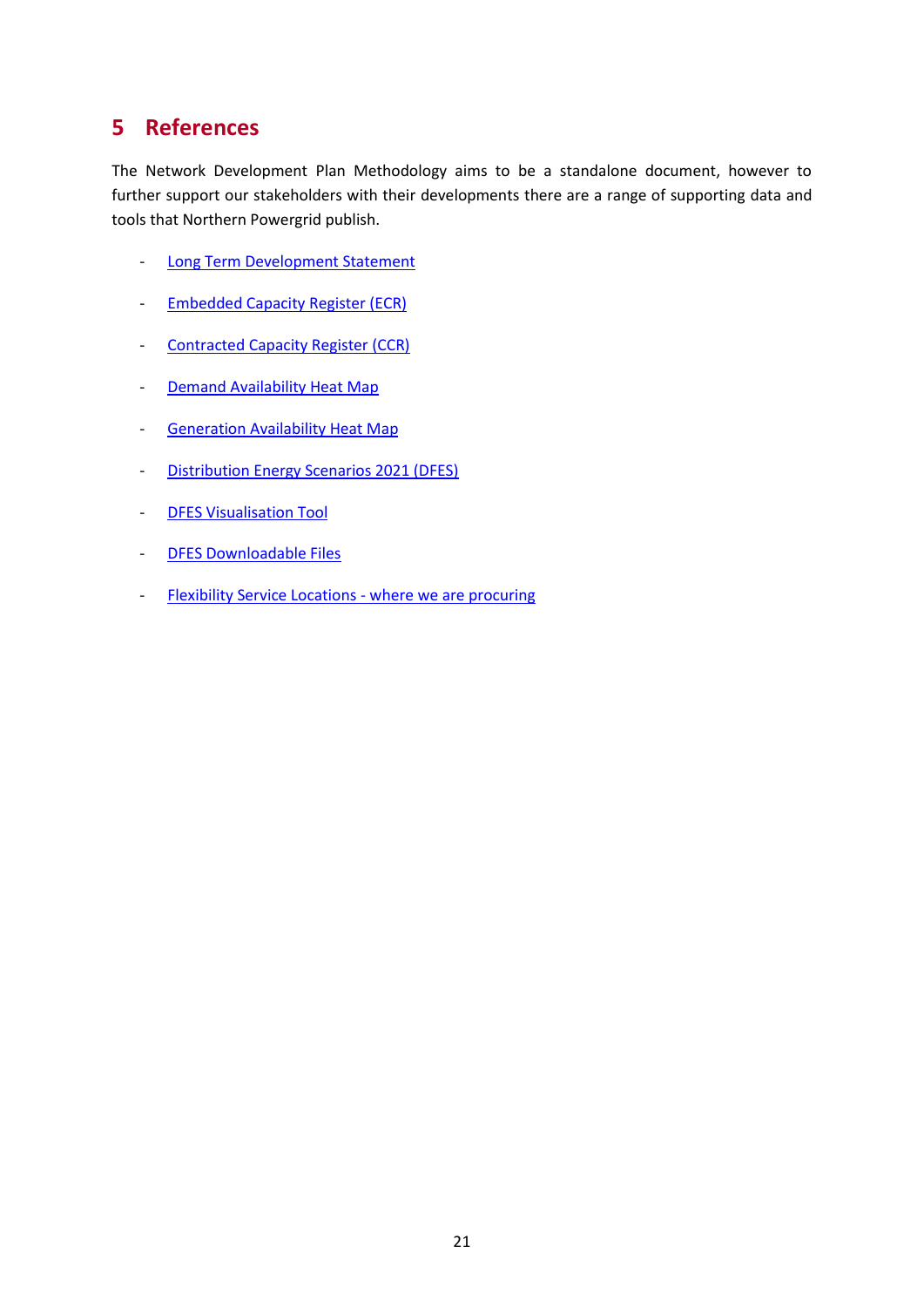# 5 References

The Network Development Plan Methodology aims to be a standalone document, however to further support our stakeholders with their developments there are a range of supporting data and tools that Northern Powergrid publish.

- Long Term Development Statement
- Embedded Capacity Register (ECR)
- Contracted Capacity Register (CCR)
- Demand Availability Heat Map
- Generation Availability Heat Map
- Distribution Energy Scenarios 2021 (DFES)
- DFES Visualisation Tool
- DFES Downloadable Files
- Flexibility Service Locations - where we are procuring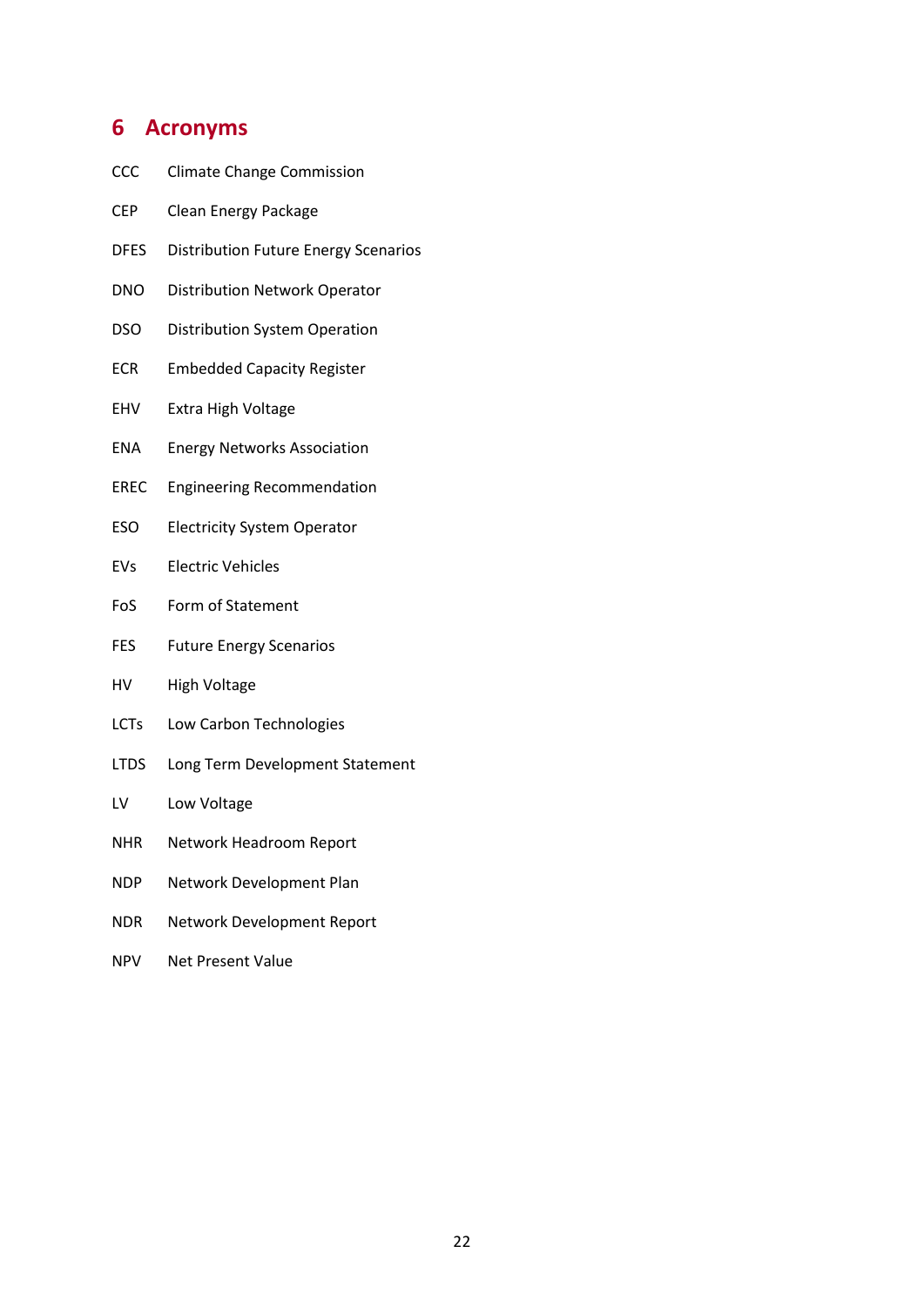# 6 Acronyms

| | |
|---|---|
| CCC | Climate Change Commission |
| CEP | Clean Energy Package |
| DFES | Distribution Future Energy Scenarios |
| DNO | Distribution Network Operator |
| DSO | Distribution System Operation |
| ECR | Embedded Capacity Register |
| EHV | Extra High Voltage |
| ENA | Energy Networks Association |
| EREC | Engineering Recommendation |
| ESO | Electricity System Operator |
| EVs | Electric Vehicles |
| FoS | Form of Statement |
| FES | Future Energy Scenarios |
| HV | High Voltage |
| LCTs | Low Carbon Technologies |
| LTDS | Long Term Development Statement |
| LV | Low Voltage |
| NHR | Network Headroom Report |
| NDP | Network Development Plan |
| NDR | Network Development Report |
| NPV | Net Present Value |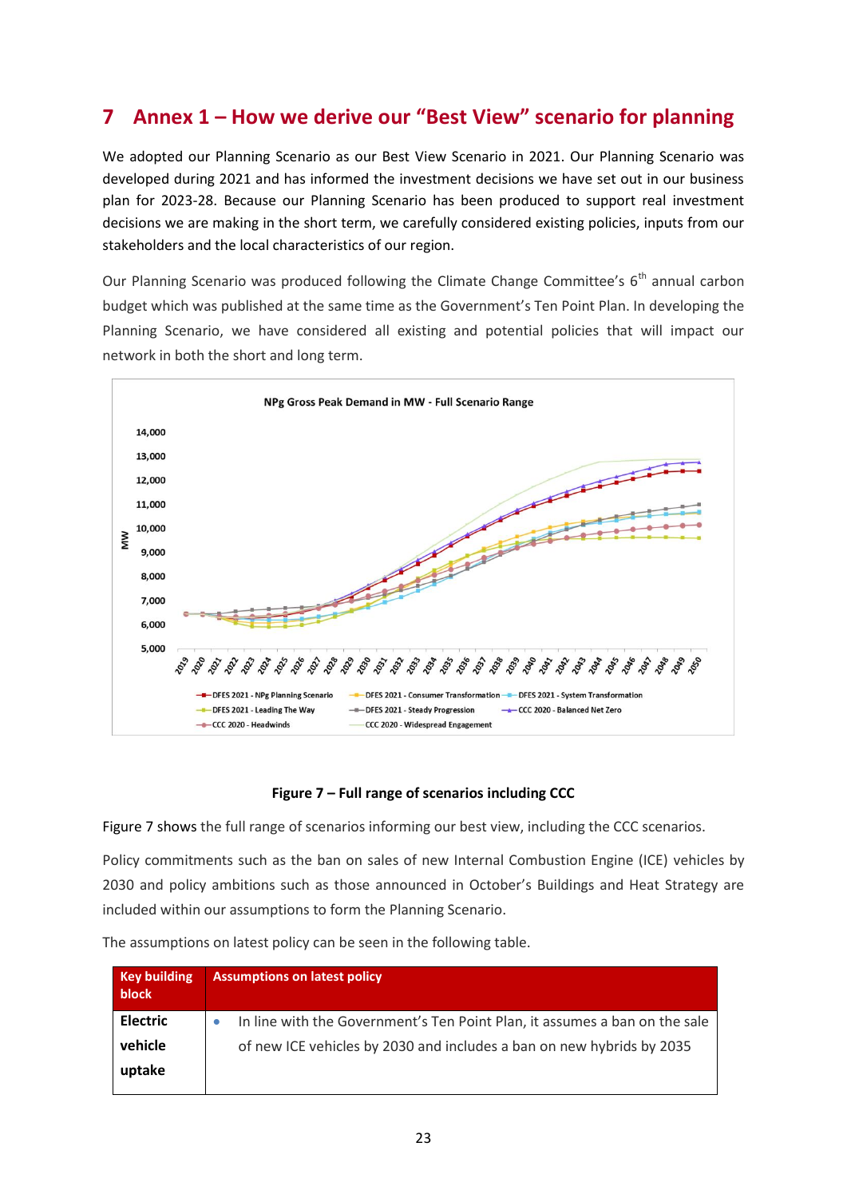# 7 Annex 1 – How we derive our "Best View" scenario for planning

We adopted our Planning Scenario as our Best View Scenario in 2021. Our Planning Scenario was developed during 2021 and has informed the investment decisions we have set out in our business plan for 2023-28. Because our Planning Scenario has been produced to support real investment decisions we are making in the short term, we carefully considered existing policies, inputs from our stakeholders and the local characteristics of our region.

Our Planning Scenario was produced following the Climate Change Committee's 6th annual carbon budget which was published at the same time as the Government's Ten Point Plan. In developing the Planning Scenario, we have considered all existing and potential policies that will impact our network in both the short and long term.

**Figure 7 – Full range of scenarios including CCC**

Figure 7 shows the full range of scenarios informing our best view, including the CCC scenarios.

Policy commitments such as the ban on sales of new Internal Combustion Engine (ICE) vehicles by 2030 and policy ambitions such as those announced in October's Buildings and Heat Strategy are included within our assumptions to form the Planning Scenario.

The assumptions on latest policy can be seen in the following table.

| Key building block | Assumptions on latest policy |
|---|---|
| **Electric vehicle uptake** | • In line with the Government's Ten Point Plan, it assumes a ban on the sale of new ICE vehicles by 2030 and includes a ban on new hybrids by 2035 |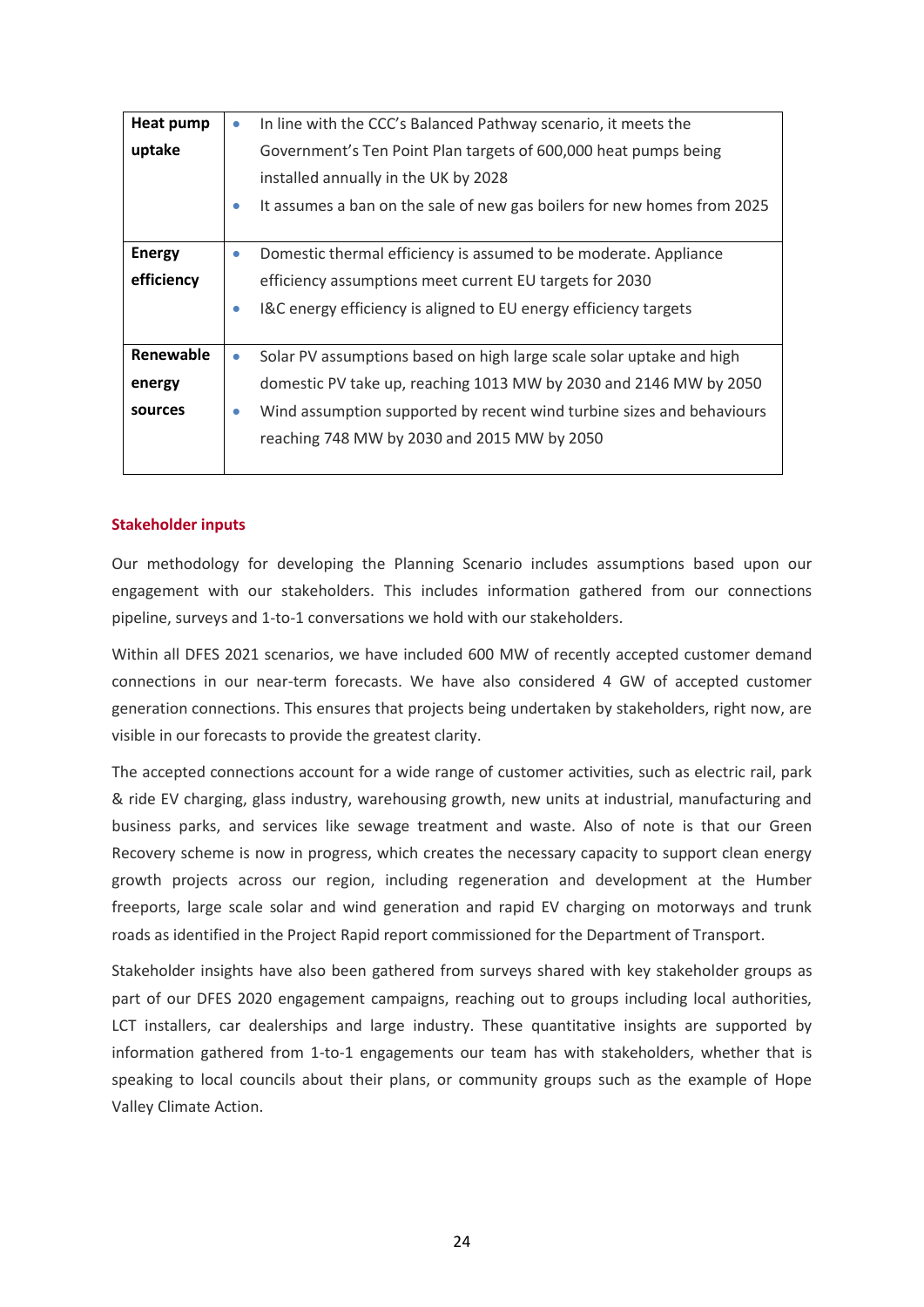| | |
|---|---|
| **Heat pump uptake** | • In line with the CCC's Balanced Pathway scenario, it meets the Government's Ten Point Plan targets of 600,000 heat pumps being installed annually in the UK by 2028<br>• It assumes a ban on the sale of new gas boilers for new homes from 2025 |
| **Energy efficiency** | • Domestic thermal efficiency is assumed to be moderate. Appliance efficiency assumptions meet current EU targets for 2030<br>• I&C energy efficiency is aligned to EU energy efficiency targets |
| **Renewable energy sources** | • Solar PV assumptions based on high large scale solar uptake and high domestic PV take up, reaching 1013 MW by 2030 and 2146 MW by 2050<br>• Wind assumption supported by recent wind turbine sizes and behaviours reaching 748 MW by 2030 and 2015 MW by 2050 |

### Stakeholder inputs

Our methodology for developing the Planning Scenario includes assumptions based upon our engagement with our stakeholders. This includes information gathered from our connections pipeline, surveys and 1-to-1 conversations we hold with our stakeholders.

Within all DFES 2021 scenarios, we have included 600 MW of recently accepted customer demand connections in our near-term forecasts. We have also considered 4 GW of accepted customer generation connections. This ensures that projects being undertaken by stakeholders, right now, are visible in our forecasts to provide the greatest clarity.

The accepted connections account for a wide range of customer activities, such as electric rail, park & ride EV charging, glass industry, warehousing growth, new units at industrial, manufacturing and business parks, and services like sewage treatment and waste. Also of note is that our Green Recovery scheme is now in progress, which creates the necessary capacity to support clean energy growth projects across our region, including regeneration and development at the Humber freeports, large scale solar and wind generation and rapid EV charging on motorways and trunk roads as identified in the Project Rapid report commissioned for the Department of Transport.

Stakeholder insights have also been gathered from surveys shared with key stakeholder groups as part of our DFES 2020 engagement campaigns, reaching out to groups including local authorities, LCT installers, car dealerships and large industry. These quantitative insights are supported by information gathered from 1-to-1 engagements our team has with stakeholders, whether that is speaking to local councils about their plans, or community groups such as the example of Hope Valley Climate Action.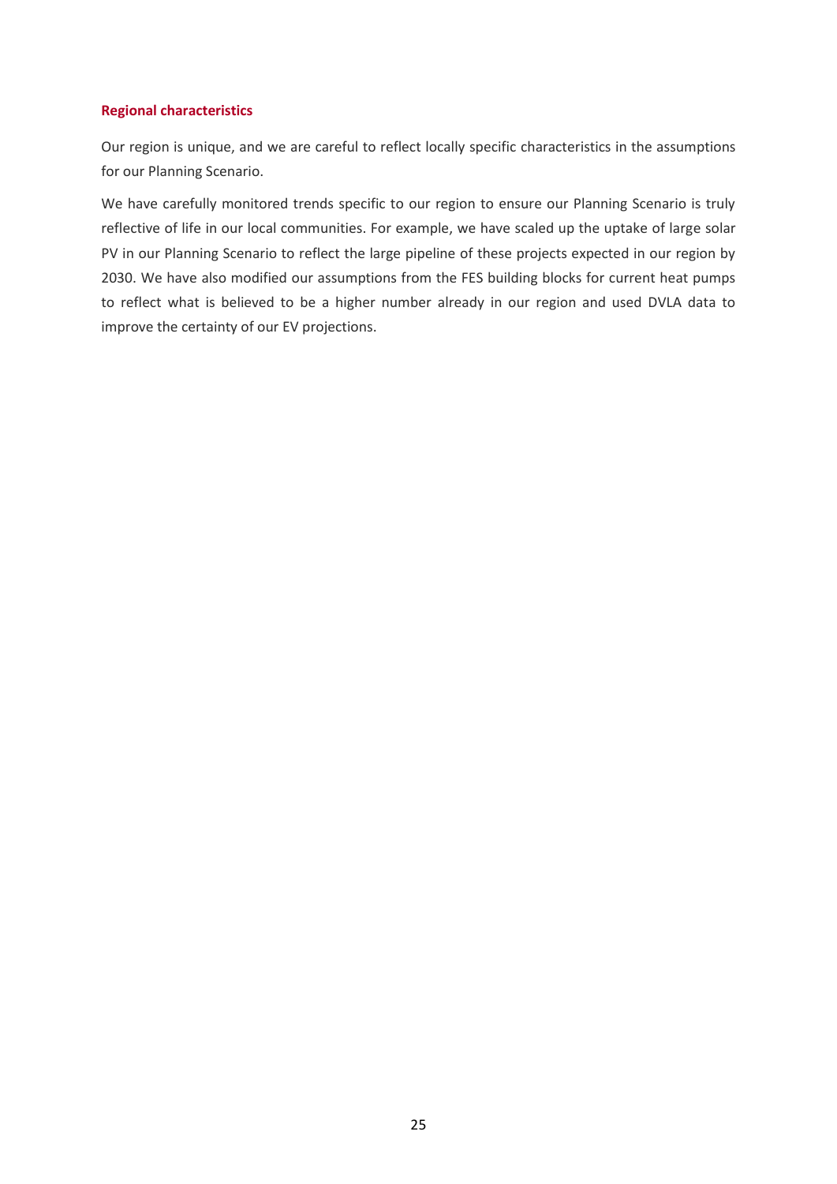### Regional characteristics

Our region is unique, and we are careful to reflect locally specific characteristics in the assumptions for our Planning Scenario.

We have carefully monitored trends specific to our region to ensure our Planning Scenario is truly reflective of life in our local communities. For example, we have scaled up the uptake of large solar PV in our Planning Scenario to reflect the large pipeline of these projects expected in our region by 2030. We have also modified our assumptions from the FES building blocks for current heat pumps to reflect what is believed to be a higher number already in our region and used DVLA data to improve the certainty of our EV projections.